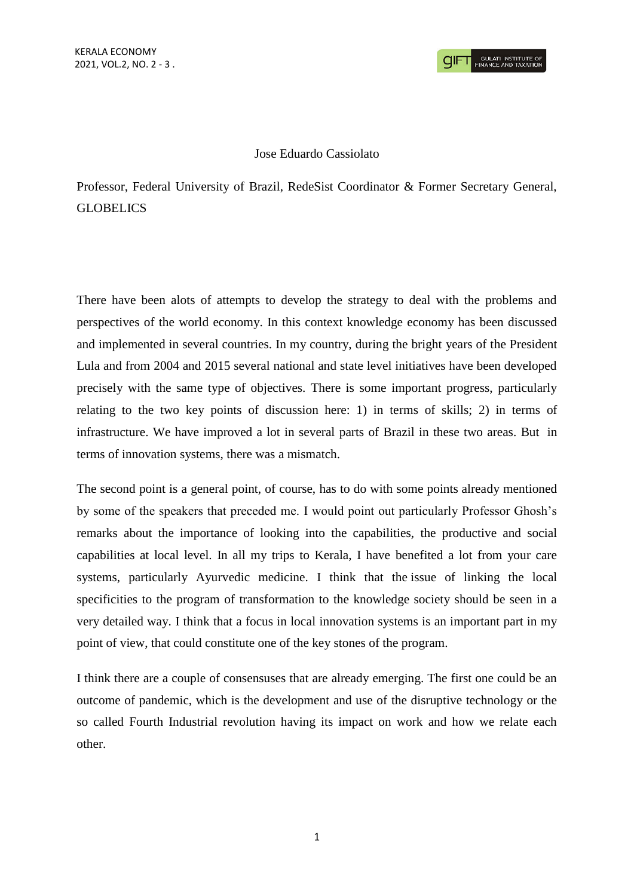Jose Eduardo Cassiolato

Professor, Federal University of Brazil, RedeSist Coordinator & Former Secretary General, GLOBELICS

There have been alots of attempts to develop the strategy to deal with the problems and perspectives of the world economy. In this context knowledge economy has been discussed and implemented in several countries. In my country, during the bright years of the President Lula and from 2004 and 2015 several national and state level initiatives have been developed precisely with the same type of objectives. There is some important progress, particularly relating to the two key points of discussion here: 1) in terms of skills; 2) in terms of infrastructure. We have improved a lot in several parts of Brazil in these two areas. But in terms of innovation systems, there was a mismatch.

The second point is a general point, of course, has to do with some points already mentioned by some of the speakers that preceded me. I would point out particularly Professor Ghosh's remarks about the importance of looking into the capabilities, the productive and social capabilities at local level. In all my trips to Kerala, I have benefited a lot from your care systems, particularly Ayurvedic medicine. I think that the issue of linking the local specificities to the program of transformation to the knowledge society should be seen in a very detailed way. I think that a focus in local innovation systems is an important part in my point of view, that could constitute one of the key stones of the program.

I think there are a couple of consensuses that are already emerging. The first one could be an outcome of pandemic, which is the development and use of the disruptive technology or the so called Fourth Industrial revolution having its impact on work and how we relate each other.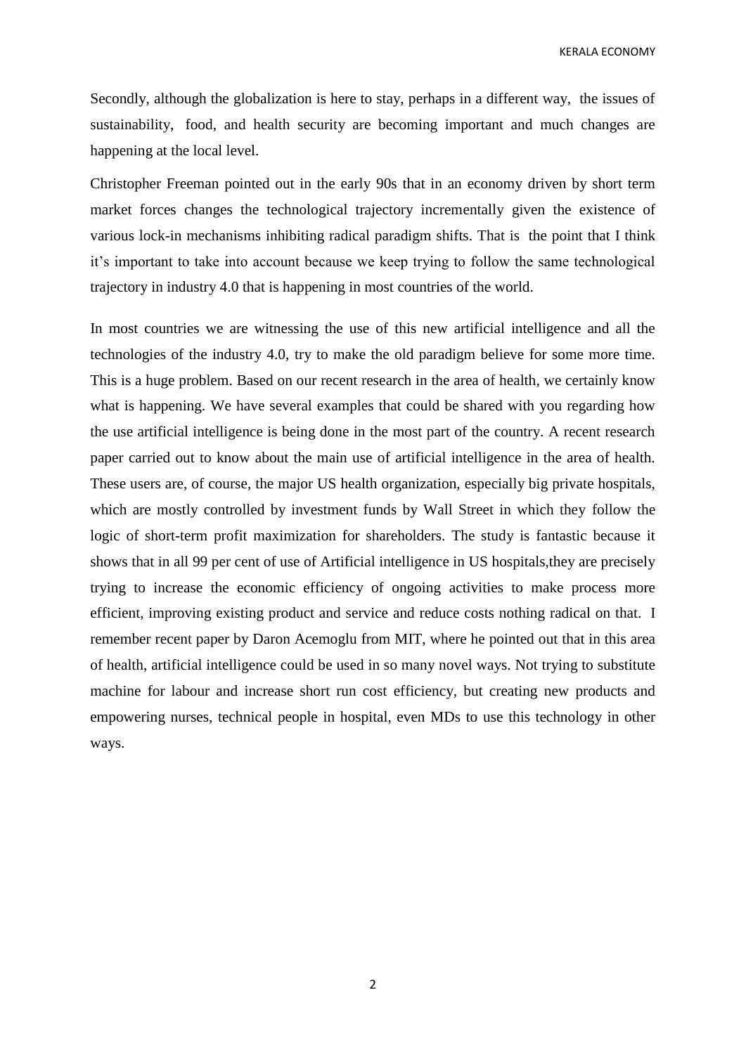Secondly, although the globalization is here to stay, perhaps in a different way, the issues of sustainability, food, and health security are becoming important and much changes are happening at the local level.

Christopher Freeman pointed out in the early 90s that in an economy driven by short term market forces changes the technological trajectory incrementally given the existence of various lock-in mechanisms inhibiting radical paradigm shifts. That is the point that I think it's important to take into account because we keep trying to follow the same technological trajectory in industry 4.0 that is happening in most countries of the world.

In most countries we are witnessing the use of this new artificial intelligence and all the technologies of the industry 4.0, try to make the old paradigm believe for some more time. This is a huge problem. Based on our recent research in the area of health, we certainly know what is happening. We have several examples that could be shared with you regarding how the use artificial intelligence is being done in the most part of the country. A recent research paper carried out to know about the main use of artificial intelligence in the area of health. These users are, of course, the major US health organization, especially big private hospitals, which are mostly controlled by investment funds by Wall Street in which they follow the logic of short-term profit maximization for shareholders. The study is fantastic because it shows that in all 99 per cent of use of Artificial intelligence in US hospitals,they are precisely trying to increase the economic efficiency of ongoing activities to make process more efficient, improving existing product and service and reduce costs nothing radical on that. I remember recent paper by Daron Acemoglu from MIT, where he pointed out that in this area of health, artificial intelligence could be used in so many novel ways. Not trying to substitute machine for labour and increase short run cost efficiency, but creating new products and empowering nurses, technical people in hospital, even MDs to use this technology in other ways.